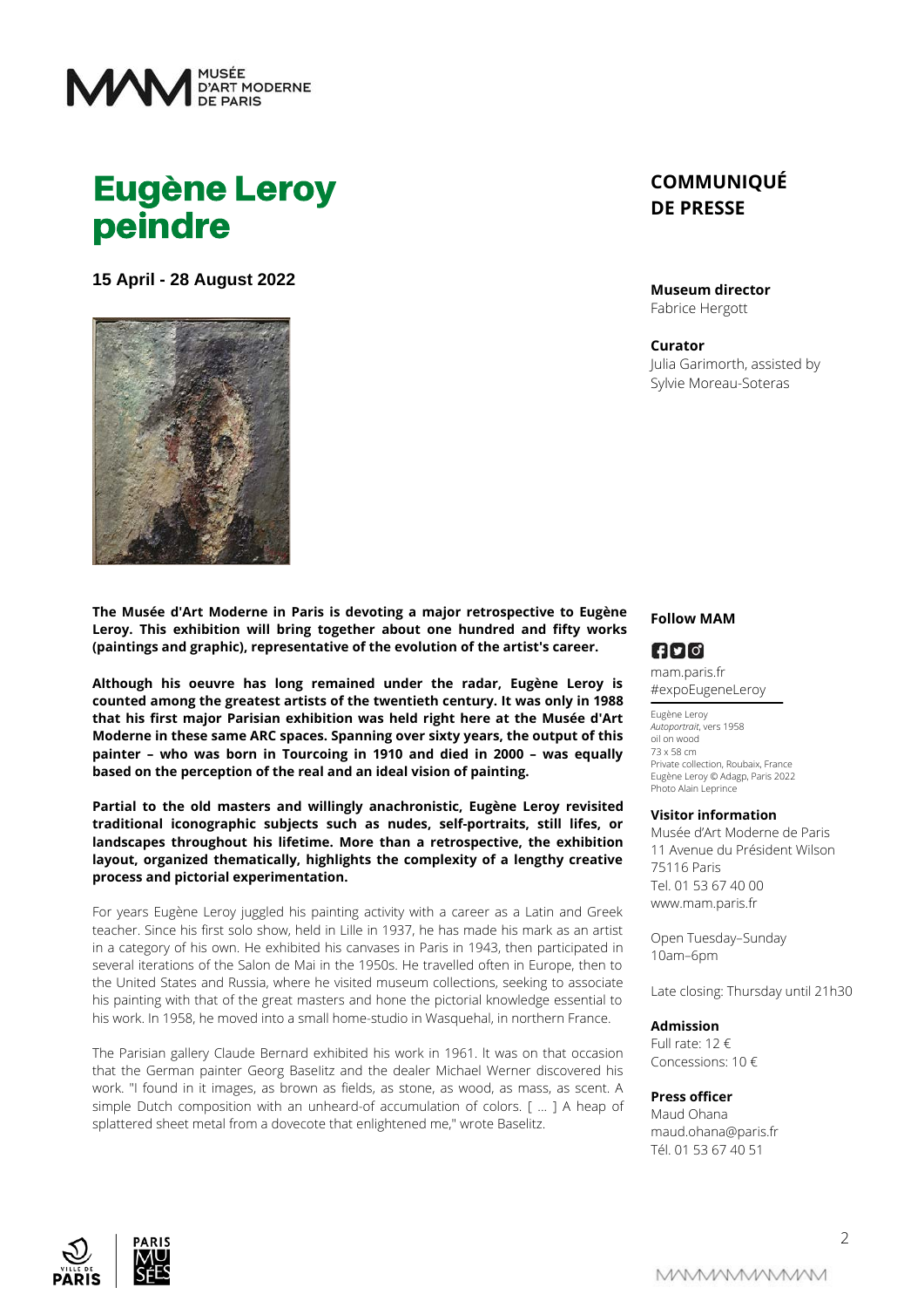# Eugène Leroy peindre

**15 April - 28 August 2022**

## COMMUNIQUÉ DE PRESSE

**Museum director**
Fabrice Hergott

**Curator**
Julia Garimorth, assisted by Sylvie Moreau-Soteras

**The Musée d'Art Moderne in Paris is devoting a major retrospective to Eugène Leroy. This exhibition will bring together about one hundred and fifty works (paintings and graphic), representative of the evolution of the artist's career.**

**Although his oeuvre has long remained under the radar, Eugène Leroy is counted among the greatest artists of the twentieth century. It was only in 1988 that his first major Parisian exhibition was held right here at the Musée d'Art Moderne in these same ARC spaces. Spanning over sixty years, the output of this painter – who was born in Tourcoing in 1910 and died in 2000 – was equally based on the perception of the real and an ideal vision of painting.**

**Partial to the old masters and willingly anachronistic, Eugène Leroy revisited traditional iconographic subjects such as nudes, self-portraits, still lifes, or landscapes throughout his lifetime. More than a retrospective, the exhibition layout, organized thematically, highlights the complexity of a lengthy creative process and pictorial experimentation.**

For years Eugène Leroy juggled his painting activity with a career as a Latin and Greek teacher. Since his first solo show, held in Lille in 1937, he has made his mark as an artist in a category of his own. He exhibited his canvases in Paris in 1943, then participated in several iterations of the Salon de Mai in the 1950s. He travelled often in Europe, then to the United States and Russia, where he visited museum collections, seeking to associate his painting with that of the great masters and hone the pictorial knowledge essential to his work. In 1958, he moved into a small home-studio in Wasquehal, in northern France.

The Parisian gallery Claude Bernard exhibited his work in 1961. It was on that occasion that the German painter Georg Baselitz and the dealer Michael Werner discovered his work. "I found in it images, as brown as fields, as stone, as wood, as mass, as scent. A simple Dutch composition with an unheard-of accumulation of colors. [ … ] A heap of splattered sheet metal from a dovecote that enlightened me," wrote Baselitz.

**Follow MAM**

mam.paris.fr
#expoEugeneLeroy

Eugène Leroy
*Autoportrait*, vers 1958
oil on wood
73 x 58 cm
Private collection, Roubaix, France
Eugène Leroy © Adagp, Paris 2022
Photo Alain Leprince

**Visitor information**
Musée d'Art Moderne de Paris
11 Avenue du Président Wilson
75116 Paris
Tel. 01 53 67 40 00
www.mam.paris.fr

Open Tuesday–Sunday
10am–6pm

Late closing: Thursday until 21h30

**Admission**
Full rate: 12 €
Concessions: 10 €

**Press officer**
Maud Ohana
maud.ohana@paris.fr
Tél. 01 53 67 40 51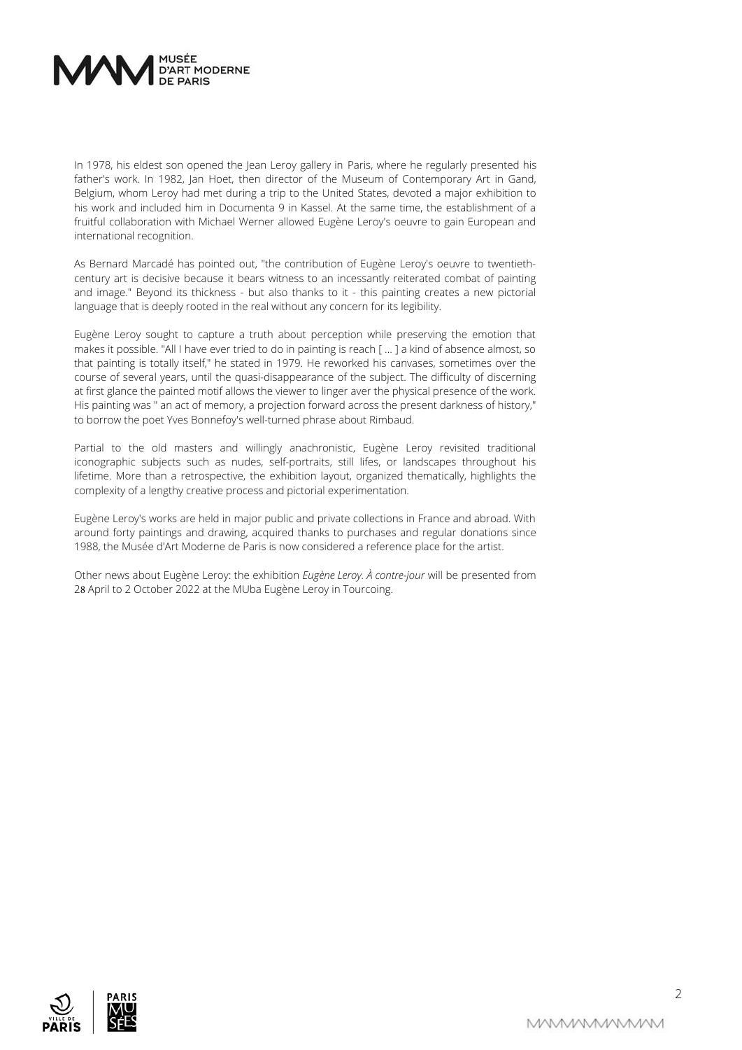In 1978, his eldest son opened the Jean Leroy gallery in Paris, where he regularly presented his father's work. In 1982, Jan Hoet, then director of the Museum of Contemporary Art in Gand, Belgium, whom Leroy had met during a trip to the United States, devoted a major exhibition to his work and included him in Documenta 9 in Kassel. At the same time, the establishment of a fruitful collaboration with Michael Werner allowed Eugène Leroy's oeuvre to gain European and international recognition.

As Bernard Marcadé has pointed out, "the contribution of Eugène Leroy's oeuvre to twentieth-century art is decisive because it bears witness to an incessantly reiterated combat of painting and image." Beyond its thickness - but also thanks to it - this painting creates a new pictorial language that is deeply rooted in the real without any concern for its legibility.

Eugène Leroy sought to capture a truth about perception while preserving the emotion that makes it possible. "All I have ever tried to do in painting is reach [ ... ] a kind of absence almost, so that painting is totally itself," he stated in 1979. He reworked his canvases, sometimes over the course of several years, until the quasi-disappearance of the subject. The difficulty of discerning at first glance the painted motif allows the viewer to linger aver the physical presence of the work. His painting was " an act of memory, a projection forward across the present darkness of history," to borrow the poet Yves Bonnefoy's well-turned phrase about Rimbaud.

Partial to the old masters and willingly anachronistic, Eugène Leroy revisited traditional iconographic subjects such as nudes, self-portraits, still lifes, or landscapes throughout his lifetime. More than a retrospective, the exhibition layout, organized thematically, highlights the complexity of a lengthy creative process and pictorial experimentation.

Eugène Leroy's works are held in major public and private collections in France and abroad. With around forty paintings and drawing, acquired thanks to purchases and regular donations since 1988, the Musée d'Art Moderne de Paris is now considered a reference place for the artist.

Other news about Eugène Leroy: the exhibition *Eugène Leroy. À contre-jour* will be presented from 28 April to 2 October 2022 at the MUba Eugène Leroy in Tourcoing.